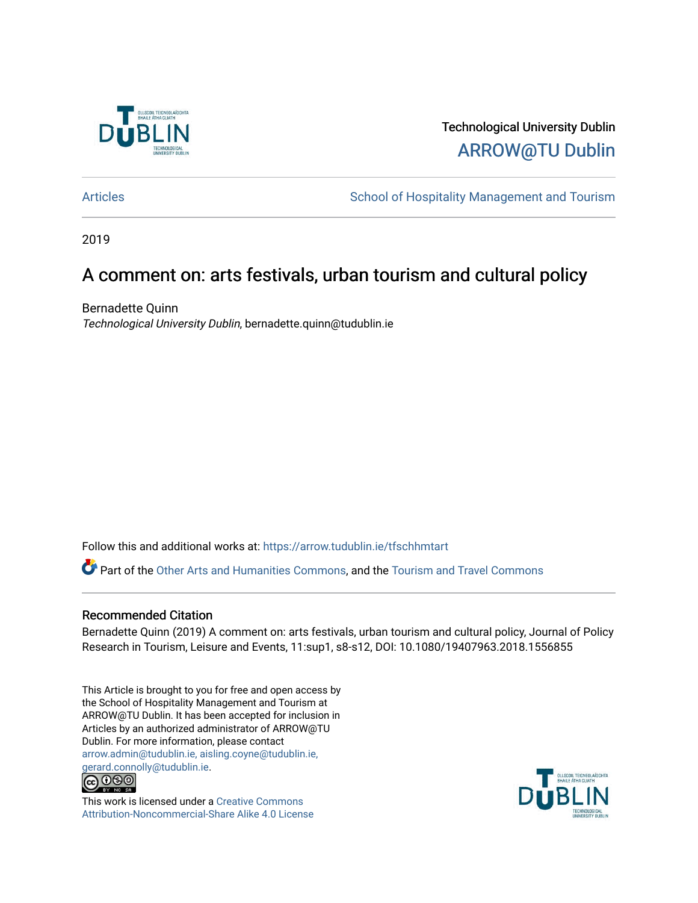Technological University Dublin

ARROW@TU Dublin

Articles | School of Hospitality Management and Tourism

2019

# A comment on: arts festivals, urban tourism and cultural policy

Bernadette Quinn

*Technological University Dublin*, bernadette.quinn@tudublin.ie

Follow this and additional works at: https://arrow.tudublin.ie/tfschhmtart

Part of the Other Arts and Humanities Commons, and the Tourism and Travel Commons

## Recommended Citation

Bernadette Quinn (2019) A comment on: arts festivals, urban tourism and cultural policy, Journal of Policy Research in Tourism, Leisure and Events, 11:sup1, s8-s12, DOI: 10.1080/19407963.2018.1556855

This Article is brought to you for free and open access by the School of Hospitality Management and Tourism at ARROW@TU Dublin. It has been accepted for inclusion in Articles by an authorized administrator of ARROW@TU Dublin. For more information, please contact arrow.admin@tudublin.ie, aisling.coyne@tudublin.ie, gerard.connolly@tudublin.ie.

This work is licensed under a Creative Commons Attribution-Noncommercial-Share Alike 4.0 License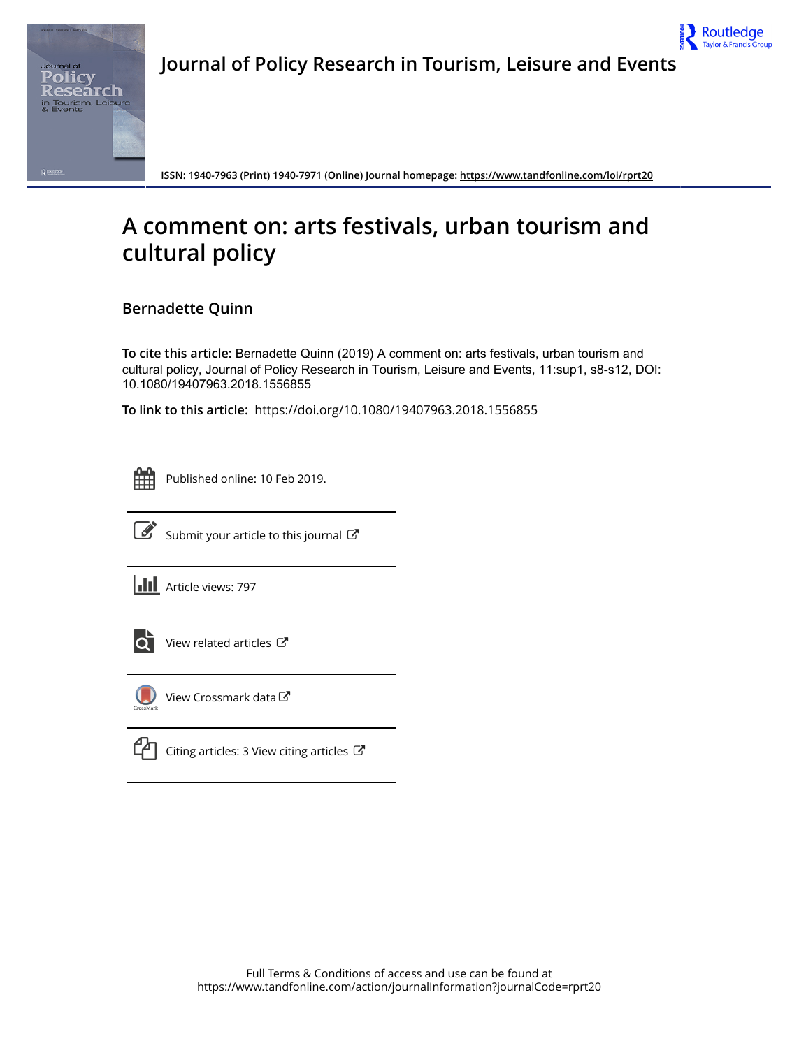Journal of Policy Research in Tourism, Leisure and Events

ISSN: 1940-7963 (Print) 1940-7971 (Online) Journal homepage: https://www.tandfonline.com/loi/rprt20

# A comment on: arts festivals, urban tourism and cultural policy

## Bernadette Quinn

**To cite this article:** Bernadette Quinn (2019) A comment on: arts festivals, urban tourism and cultural policy, Journal of Policy Research in Tourism, Leisure and Events, 11:sup1, s8-s12, DOI: 10.1080/19407963.2018.1556855

**To link to this article:** https://doi.org/10.1080/19407963.2018.1556855

Published online: 10 Feb 2019.

Submit your article to this journal

Article views: 797

View related articles

View Crossmark data

Citing articles: 3 View citing articles

Full Terms & Conditions of access and use can be found at
https://www.tandfonline.com/action/journalInformation?journalCode=rprt20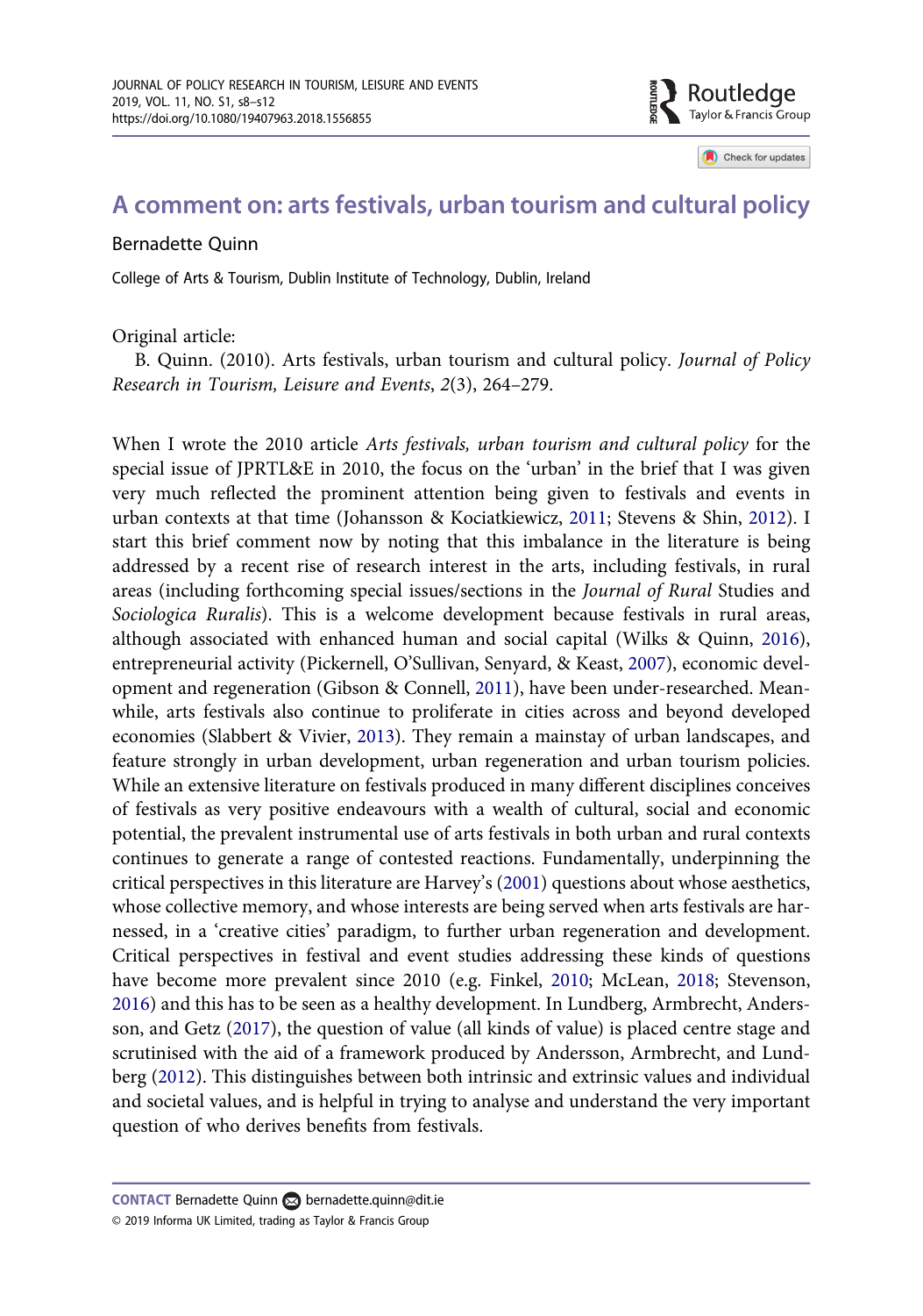# A comment on: arts festivals, urban tourism and cultural policy

Bernadette Quinn

College of Arts & Tourism, Dublin Institute of Technology, Dublin, Ireland

Original article:

B. Quinn. (2010). Arts festivals, urban tourism and cultural policy. *Journal of Policy Research in Tourism, Leisure and Events*, *2*(3), 264–279.

When I wrote the 2010 article *Arts festivals, urban tourism and cultural policy* for the special issue of JPRTL&E in 2010, the focus on the 'urban' in the brief that I was given very much reflected the prominent attention being given to festivals and events in urban contexts at that time (Johansson & Kociatkiewicz, 2011; Stevens & Shin, 2012). I start this brief comment now by noting that this imbalance in the literature is being addressed by a recent rise of research interest in the arts, including festivals, in rural areas (including forthcoming special issues/sections in the *Journal of Rural* Studies and *Sociologica Ruralis*). This is a welcome development because festivals in rural areas, although associated with enhanced human and social capital (Wilks & Quinn, 2016), entrepreneurial activity (Pickernell, O'Sullivan, Senyard, & Keast, 2007), economic development and regeneration (Gibson & Connell, 2011), have been under-researched. Meanwhile, arts festivals also continue to proliferate in cities across and beyond developed economies (Slabbert & Vivier, 2013). They remain a mainstay of urban landscapes, and feature strongly in urban development, urban regeneration and urban tourism policies. While an extensive literature on festivals produced in many different disciplines conceives of festivals as very positive endeavours with a wealth of cultural, social and economic potential, the prevalent instrumental use of arts festivals in both urban and rural contexts continues to generate a range of contested reactions. Fundamentally, underpinning the critical perspectives in this literature are Harvey's (2001) questions about whose aesthetics, whose collective memory, and whose interests are being served when arts festivals are harnessed, in a 'creative cities' paradigm, to further urban regeneration and development. Critical perspectives in festival and event studies addressing these kinds of questions have become more prevalent since 2010 (e.g. Finkel, 2010; McLean, 2018; Stevenson, 2016) and this has to be seen as a healthy development. In Lundberg, Armbrecht, Andersson, and Getz (2017), the question of value (all kinds of value) is placed centre stage and scrutinised with the aid of a framework produced by Andersson, Armbrecht, and Lundberg (2012). This distinguishes between both intrinsic and extrinsic values and individual and societal values, and is helpful in trying to analyse and understand the very important question of who derives benefits from festivals.

**CONTACT** Bernadette Quinn bernadette.quinn@dit.ie

© 2019 Informa UK Limited, trading as Taylor & Francis Group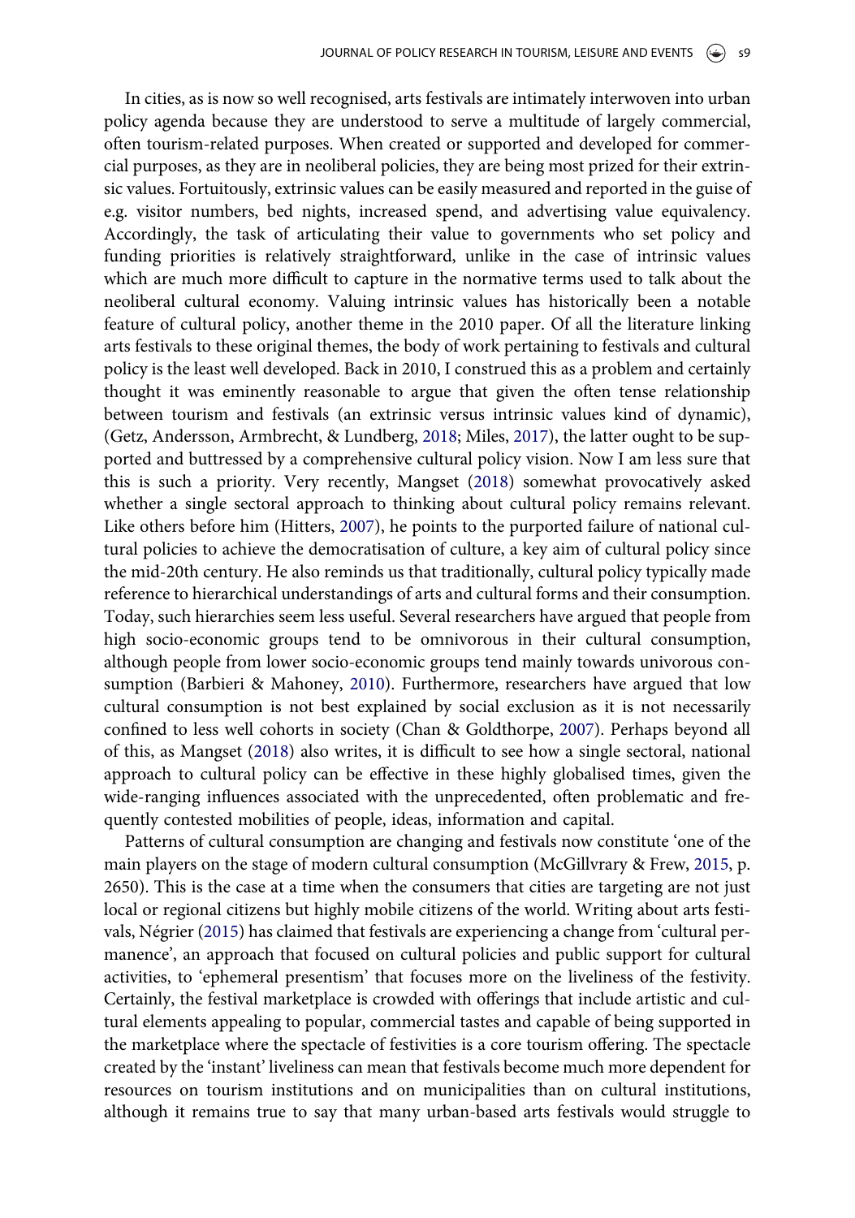In cities, as is now so well recognised, arts festivals are intimately interwoven into urban policy agenda because they are understood to serve a multitude of largely commercial, often tourism-related purposes. When created or supported and developed for commercial purposes, as they are in neoliberal policies, they are being most prized for their extrinsic values. Fortuitously, extrinsic values can be easily measured and reported in the guise of e.g. visitor numbers, bed nights, increased spend, and advertising value equivalency. Accordingly, the task of articulating their value to governments who set policy and funding priorities is relatively straightforward, unlike in the case of intrinsic values which are much more difficult to capture in the normative terms used to talk about the neoliberal cultural economy. Valuing intrinsic values has historically been a notable feature of cultural policy, another theme in the 2010 paper. Of all the literature linking arts festivals to these original themes, the body of work pertaining to festivals and cultural policy is the least well developed. Back in 2010, I construed this as a problem and certainly thought it was eminently reasonable to argue that given the often tense relationship between tourism and festivals (an extrinsic versus intrinsic values kind of dynamic), (Getz, Andersson, Armbrecht, & Lundberg, 2018; Miles, 2017), the latter ought to be supported and buttressed by a comprehensive cultural policy vision. Now I am less sure that this is such a priority. Very recently, Mangset (2018) somewhat provocatively asked whether a single sectoral approach to thinking about cultural policy remains relevant. Like others before him (Hitters, 2007), he points to the purported failure of national cultural policies to achieve the democratisation of culture, a key aim of cultural policy since the mid-20th century. He also reminds us that traditionally, cultural policy typically made reference to hierarchical understandings of arts and cultural forms and their consumption. Today, such hierarchies seem less useful. Several researchers have argued that people from high socio-economic groups tend to be omnivorous in their cultural consumption, although people from lower socio-economic groups tend mainly towards univorous consumption (Barbieri & Mahoney, 2010). Furthermore, researchers have argued that low cultural consumption is not best explained by social exclusion as it is not necessarily confined to less well cohorts in society (Chan & Goldthorpe, 2007). Perhaps beyond all of this, as Mangset (2018) also writes, it is difficult to see how a single sectoral, national approach to cultural policy can be effective in these highly globalised times, given the wide-ranging influences associated with the unprecedented, often problematic and frequently contested mobilities of people, ideas, information and capital.

Patterns of cultural consumption are changing and festivals now constitute 'one of the main players on the stage of modern cultural consumption (McGillvrary & Frew, 2015, p. 2650). This is the case at a time when the consumers that cities are targeting are not just local or regional citizens but highly mobile citizens of the world. Writing about arts festivals, Négrier (2015) has claimed that festivals are experiencing a change from 'cultural permanence', an approach that focused on cultural policies and public support for cultural activities, to 'ephemeral presentism' that focuses more on the liveliness of the festivity. Certainly, the festival marketplace is crowded with offerings that include artistic and cultural elements appealing to popular, commercial tastes and capable of being supported in the marketplace where the spectacle of festivities is a core tourism offering. The spectacle created by the 'instant' liveliness can mean that festivals become much more dependent for resources on tourism institutions and on municipalities than on cultural institutions, although it remains true to say that many urban-based arts festivals would struggle to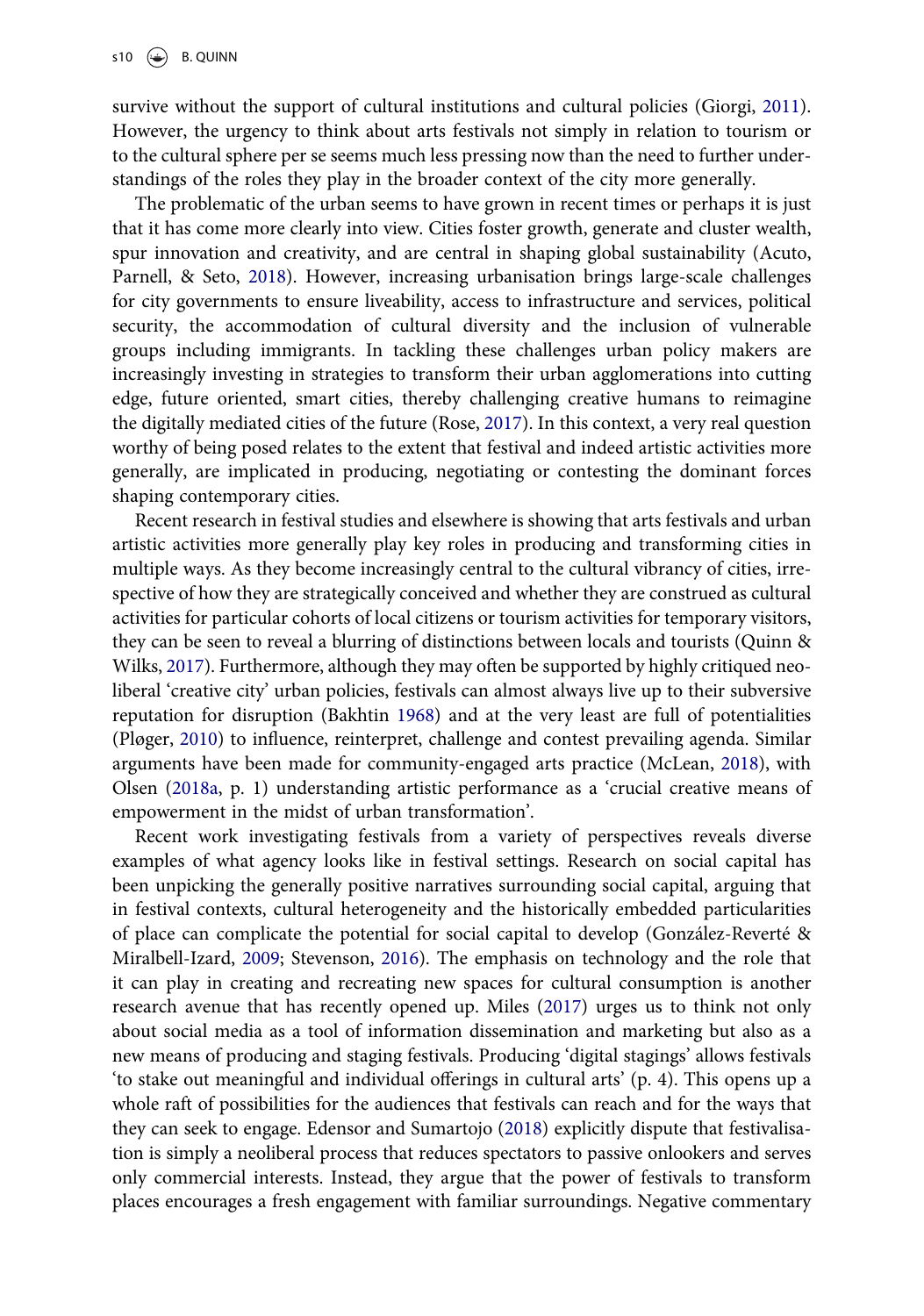survive without the support of cultural institutions and cultural policies (Giorgi, 2011). However, the urgency to think about arts festivals not simply in relation to tourism or to the cultural sphere per se seems much less pressing now than the need to further understandings of the roles they play in the broader context of the city more generally.

The problematic of the urban seems to have grown in recent times or perhaps it is just that it has come more clearly into view. Cities foster growth, generate and cluster wealth, spur innovation and creativity, and are central in shaping global sustainability (Acuto, Parnell, & Seto, 2018). However, increasing urbanisation brings large-scale challenges for city governments to ensure liveability, access to infrastructure and services, political security, the accommodation of cultural diversity and the inclusion of vulnerable groups including immigrants. In tackling these challenges urban policy makers are increasingly investing in strategies to transform their urban agglomerations into cutting edge, future oriented, smart cities, thereby challenging creative humans to reimagine the digitally mediated cities of the future (Rose, 2017). In this context, a very real question worthy of being posed relates to the extent that festival and indeed artistic activities more generally, are implicated in producing, negotiating or contesting the dominant forces shaping contemporary cities.

Recent research in festival studies and elsewhere is showing that arts festivals and urban artistic activities more generally play key roles in producing and transforming cities in multiple ways. As they become increasingly central to the cultural vibrancy of cities, irrespective of how they are strategically conceived and whether they are construed as cultural activities for particular cohorts of local citizens or tourism activities for temporary visitors, they can be seen to reveal a blurring of distinctions between locals and tourists (Quinn & Wilks, 2017). Furthermore, although they may often be supported by highly critiqued neoliberal 'creative city' urban policies, festivals can almost always live up to their subversive reputation for disruption (Bakhtin 1968) and at the very least are full of potentialities (Pløger, 2010) to influence, reinterpret, challenge and contest prevailing agenda. Similar arguments have been made for community-engaged arts practice (McLean, 2018), with Olsen (2018a, p. 1) understanding artistic performance as a 'crucial creative means of empowerment in the midst of urban transformation'.

Recent work investigating festivals from a variety of perspectives reveals diverse examples of what agency looks like in festival settings. Research on social capital has been unpicking the generally positive narratives surrounding social capital, arguing that in festival contexts, cultural heterogeneity and the historically embedded particularities of place can complicate the potential for social capital to develop (González-Reverté & Miralbell-Izard, 2009; Stevenson, 2016). The emphasis on technology and the role that it can play in creating and recreating new spaces for cultural consumption is another research avenue that has recently opened up. Miles (2017) urges us to think not only about social media as a tool of information dissemination and marketing but also as a new means of producing and staging festivals. Producing 'digital stagings' allows festivals 'to stake out meaningful and individual offerings in cultural arts' (p. 4). This opens up a whole raft of possibilities for the audiences that festivals can reach and for the ways that they can seek to engage. Edensor and Sumartojo (2018) explicitly dispute that festivalisation is simply a neoliberal process that reduces spectators to passive onlookers and serves only commercial interests. Instead, they argue that the power of festivals to transform places encourages a fresh engagement with familiar surroundings. Negative commentary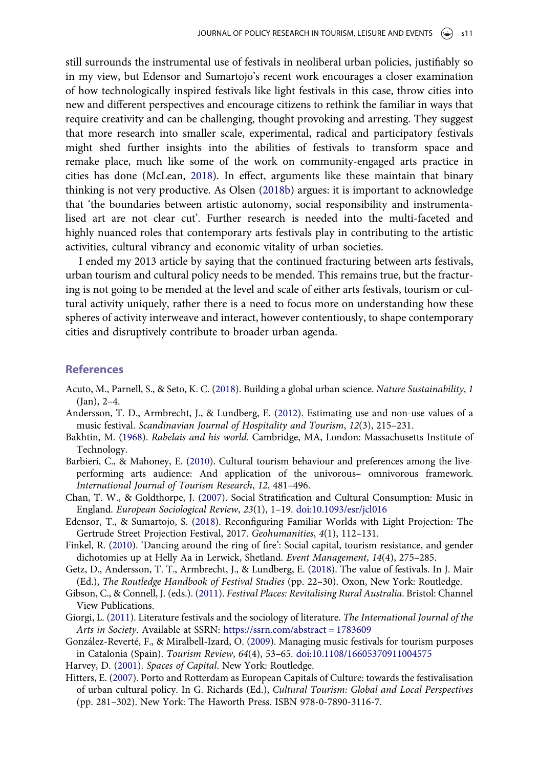still surrounds the instrumental use of festivals in neoliberal urban policies, justifiably so in my view, but Edensor and Sumartojo's recent work encourages a closer examination of how technologically inspired festivals like light festivals in this case, throw cities into new and different perspectives and encourage citizens to rethink the familiar in ways that require creativity and can be challenging, thought provoking and arresting. They suggest that more research into smaller scale, experimental, radical and participatory festivals might shed further insights into the abilities of festivals to transform space and remake place, much like some of the work on community-engaged arts practice in cities has done (McLean, 2018). In effect, arguments like these maintain that binary thinking is not very productive. As Olsen (2018b) argues: it is important to acknowledge that 'the boundaries between artistic autonomy, social responsibility and instrumentalised art are not clear cut'. Further research is needed into the multi-faceted and highly nuanced roles that contemporary arts festivals play in contributing to the artistic activities, cultural vibrancy and economic vitality of urban societies.

I ended my 2013 article by saying that the continued fracturing between arts festivals, urban tourism and cultural policy needs to be mended. This remains true, but the fracturing is not going to be mended at the level and scale of either arts festivals, tourism or cultural activity uniquely, rather there is a need to focus more on understanding how these spheres of activity interweave and interact, however contentiously, to shape contemporary cities and disruptively contribute to broader urban agenda.

## References

Acuto, M., Parnell, S., & Seto, K. C. (2018). Building a global urban science. *Nature Sustainability*, *1* (Jan), 2–4.

Andersson, T. D., Armbrecht, J., & Lundberg, E. (2012). Estimating use and non-use values of a music festival. *Scandinavian Journal of Hospitality and Tourism*, *12*(3), 215–231.

Bakhtin, M. (1968). *Rabelais and his world*. Cambridge, MA, London: Massachusetts Institute of Technology.

Barbieri, C., & Mahoney, E. (2010). Cultural tourism behaviour and preferences among the live-performing arts audience: And application of the univorous– omnivorous framework. *International Journal of Tourism Research*, *12*, 481–496.

Chan, T. W., & Goldthorpe, J. (2007). Social Stratification and Cultural Consumption: Music in England. *European Sociological Review*, *23*(1), 1–19. doi:10.1093/esr/jcl016

Edensor, T., & Sumartojo, S. (2018). Reconfiguring Familiar Worlds with Light Projection: The Gertrude Street Projection Festival, 2017. *Geohumanities*, *4*(1), 112–131.

Finkel, R. (2010). 'Dancing around the ring of fire': Social capital, tourism resistance, and gender dichotomies up at Helly Aa in Lerwick, Shetland. *Event Management*, *14*(4), 275–285.

Getz, D., Andersson, T. T., Armbrecht, J., & Lundberg, E. (2018). The value of festivals. In J. Mair (Ed.), *The Routledge Handbook of Festival Studies* (pp. 22–30). Oxon, New York: Routledge.

Gibson, C., & Connell, J. (eds.). (2011). *Festival Places: Revitalising Rural Australia*. Bristol: Channel View Publications.

Giorgi, L. (2011). Literature festivals and the sociology of literature. *The International Journal of the Arts in Society*. Available at SSRN: https://ssrn.com/abstract = 1783609

González-Reverté, F., & Miralbell-Izard, O. (2009). Managing music festivals for tourism purposes in Catalonia (Spain). *Tourism Review*, *64*(4), 53–65. doi:10.1108/16605370911004575

Harvey, D. (2001). *Spaces of Capital*. New York: Routledge.

Hitters, E. (2007). Porto and Rotterdam as European Capitals of Culture: towards the festivalisation of urban cultural policy. In G. Richards (Ed.), *Cultural Tourism: Global and Local Perspectives* (pp. 281–302). New York: The Haworth Press. ISBN 978-0-7890-3116-7.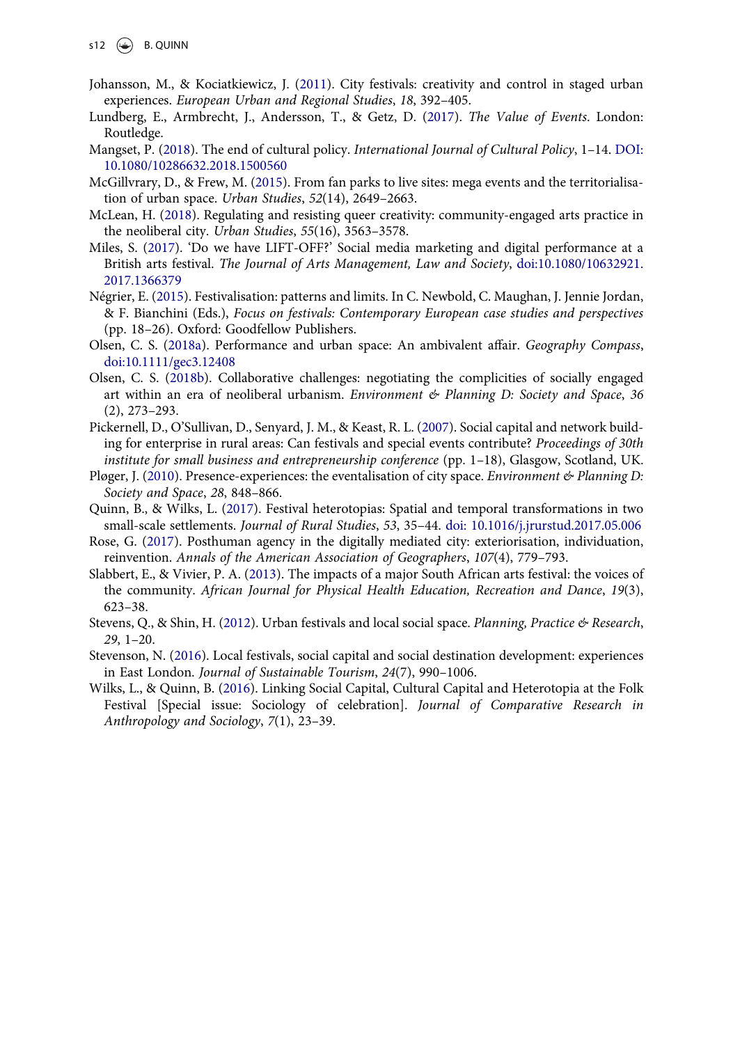Johansson, M., & Kociatkiewicz, J. (2011). City festivals: creativity and control in staged urban experiences. *European Urban and Regional Studies*, *18*, 392–405.

Lundberg, E., Armbrecht, J., Andersson, T., & Getz, D. (2017). *The Value of Events*. London: Routledge.

Mangset, P. (2018). The end of cultural policy. *International Journal of Cultural Policy*, 1–14. DOI: 10.1080/10286632.2018.1500560

McGillvrary, D., & Frew, M. (2015). From fan parks to live sites: mega events and the territorialisation of urban space. *Urban Studies*, *52*(14), 2649–2663.

McLean, H. (2018). Regulating and resisting queer creativity: community-engaged arts practice in the neoliberal city. *Urban Studies*, *55*(16), 3563–3578.

Miles, S. (2017). 'Do we have LIFT-OFF?' Social media marketing and digital performance at a British arts festival. *The Journal of Arts Management, Law and Society*, doi:10.1080/10632921.2017.1366379

Négrier, E. (2015). Festivalisation: patterns and limits. In C. Newbold, C. Maughan, J. Jennie Jordan, & F. Bianchini (Eds.), *Focus on festivals: Contemporary European case studies and perspectives* (pp. 18–26). Oxford: Goodfellow Publishers.

Olsen, C. S. (2018a). Performance and urban space: An ambivalent affair. *Geography Compass*, doi:10.1111/gec3.12408

Olsen, C. S. (2018b). Collaborative challenges: negotiating the complicities of socially engaged art within an era of neoliberal urbanism. *Environment & Planning D: Society and Space*, *36* (2), 273–293.

Pickernell, D., O'Sullivan, D., Senyard, J. M., & Keast, R. L. (2007). Social capital and network building for enterprise in rural areas: Can festivals and special events contribute? *Proceedings of 30th institute for small business and entrepreneurship conference* (pp. 1–18), Glasgow, Scotland, UK.

Pløger, J. (2010). Presence-experiences: the eventalisation of city space. *Environment & Planning D: Society and Space*, *28*, 848–866.

Quinn, B., & Wilks, L. (2017). Festival heterotopias: Spatial and temporal transformations in two small-scale settlements. *Journal of Rural Studies*, *53*, 35–44. doi: 10.1016/j.jrurstud.2017.05.006

Rose, G. (2017). Posthuman agency in the digitally mediated city: exteriorisation, individuation, reinvention. *Annals of the American Association of Geographers*, *107*(4), 779–793.

Slabbert, E., & Vivier, P. A. (2013). The impacts of a major South African arts festival: the voices of the community. *African Journal for Physical Health Education, Recreation and Dance*, *19*(3), 623–38.

Stevens, Q., & Shin, H. (2012). Urban festivals and local social space. *Planning, Practice & Research*, *29*, 1–20.

Stevenson, N. (2016). Local festivals, social capital and social destination development: experiences in East London. *Journal of Sustainable Tourism*, *24*(7), 990–1006.

Wilks, L., & Quinn, B. (2016). Linking Social Capital, Cultural Capital and Heterotopia at the Folk Festival [Special issue: Sociology of celebration]. *Journal of Comparative Research in Anthropology and Sociology*, *7*(1), 23–39.